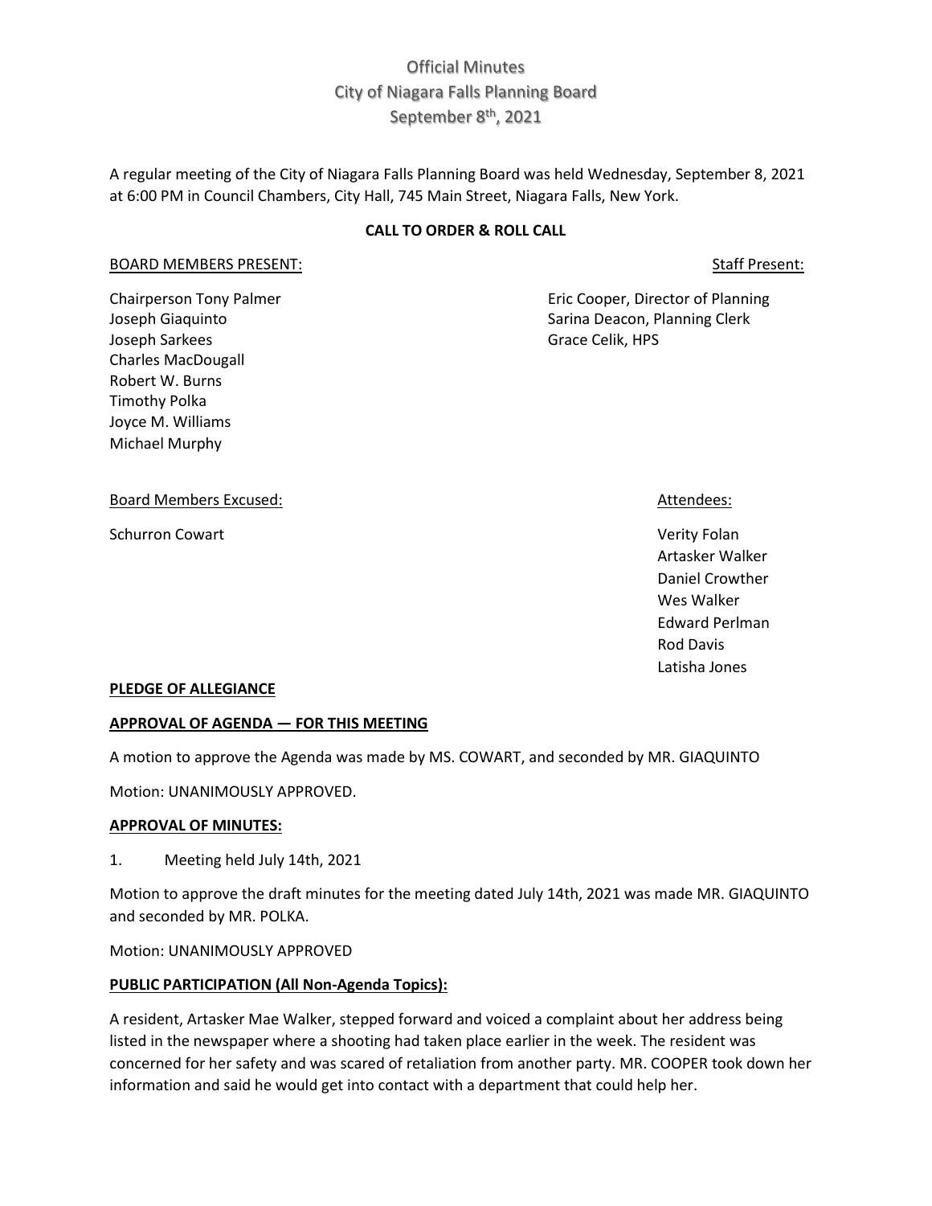# Official Minutes
## City of Niagara Falls Planning Board
## September 8th, 2021

A regular meeting of the City of Niagara Falls Planning Board was held Wednesday, September 8, 2021 at 6:00 PM in Council Chambers, City Hall, 745 Main Street, Niagara Falls, New York.

**CALL TO ORDER & ROLL CALL**

BOARD MEMBERS PRESENT:

Chairperson Tony Palmer
Joseph Giaquinto
Joseph Sarkees
Charles MacDougall
Robert W. Burns
Timothy Polka
Joyce M. Williams
Michael Murphy

Staff Present:

Eric Cooper, Director of Planning
Sarina Deacon, Planning Clerk
Grace Celik, HPS

Board Members Excused:

Schurron Cowart

Attendees:

Verity Folan
Artasker Walker
Daniel Crowther
Wes Walker
Edward Perlman
Rod Davis
Latisha Jones

**PLEDGE OF ALLEGIANCE**

**APPROVAL OF AGENDA — FOR THIS MEETING**

A motion to approve the Agenda was made by MS. COWART, and seconded by MR. GIAQUINTO

Motion: UNANIMOUSLY APPROVED.

**APPROVAL OF MINUTES:**

1. Meeting held July 14th, 2021

Motion to approve the draft minutes for the meeting dated July 14th, 2021 was made MR. GIAQUINTO and seconded by MR. POLKA.

Motion: UNANIMOUSLY APPROVED

**PUBLIC PARTICIPATION (All Non-Agenda Topics):**

A resident, Artasker Mae Walker, stepped forward and voiced a complaint about her address being listed in the newspaper where a shooting had taken place earlier in the week. The resident was concerned for her safety and was scared of retaliation from another party. MR. COOPER took down her information and said he would get into contact with a department that could help her.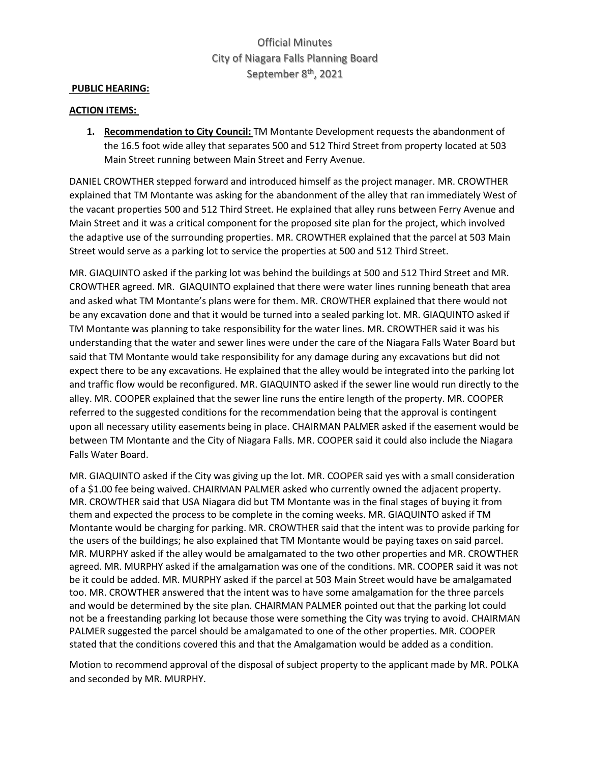Official Minutes
City of Niagara Falls Planning Board
September 8th, 2021

**PUBLIC HEARING:**

**ACTION ITEMS:**

1. **Recommendation to City Council:** TM Montante Development requests the abandonment of the 16.5 foot wide alley that separates 500 and 512 Third Street from property located at 503 Main Street running between Main Street and Ferry Avenue.

DANIEL CROWTHER stepped forward and introduced himself as the project manager. MR. CROWTHER explained that TM Montante was asking for the abandonment of the alley that ran immediately West of the vacant properties 500 and 512 Third Street. He explained that alley runs between Ferry Avenue and Main Street and it was a critical component for the proposed site plan for the project, which involved the adaptive use of the surrounding properties. MR. CROWTHER explained that the parcel at 503 Main Street would serve as a parking lot to service the properties at 500 and 512 Third Street.

MR. GIAQUINTO asked if the parking lot was behind the buildings at 500 and 512 Third Street and MR. CROWTHER agreed. MR. GIAQUINTO explained that there were water lines running beneath that area and asked what TM Montante's plans were for them. MR. CROWTHER explained that there would not be any excavation done and that it would be turned into a sealed parking lot. MR. GIAQUINTO asked if TM Montante was planning to take responsibility for the water lines. MR. CROWTHER said it was his understanding that the water and sewer lines were under the care of the Niagara Falls Water Board but said that TM Montante would take responsibility for any damage during any excavations but did not expect there to be any excavations. He explained that the alley would be integrated into the parking lot and traffic flow would be reconfigured. MR. GIAQUINTO asked if the sewer line would run directly to the alley. MR. COOPER explained that the sewer line runs the entire length of the property. MR. COOPER referred to the suggested conditions for the recommendation being that the approval is contingent upon all necessary utility easements being in place. CHAIRMAN PALMER asked if the easement would be between TM Montante and the City of Niagara Falls. MR. COOPER said it could also include the Niagara Falls Water Board.

MR. GIAQUINTO asked if the City was giving up the lot. MR. COOPER said yes with a small consideration of a $1.00 fee being waived. CHAIRMAN PALMER asked who currently owned the adjacent property. MR. CROWTHER said that USA Niagara did but TM Montante was in the final stages of buying it from them and expected the process to be complete in the coming weeks. MR. GIAQUINTO asked if TM Montante would be charging for parking. MR. CROWTHER said that the intent was to provide parking for the users of the buildings; he also explained that TM Montante would be paying taxes on said parcel. MR. MURPHY asked if the alley would be amalgamated to the two other properties and MR. CROWTHER agreed. MR. MURPHY asked if the amalgamation was one of the conditions. MR. COOPER said it was not be it could be added. MR. MURPHY asked if the parcel at 503 Main Street would have be amalgamated too. MR. CROWTHER answered that the intent was to have some amalgamation for the three parcels and would be determined by the site plan. CHAIRMAN PALMER pointed out that the parking lot could not be a freestanding parking lot because those were something the City was trying to avoid. CHAIRMAN PALMER suggested the parcel should be amalgamated to one of the other properties. MR. COOPER stated that the conditions covered this and that the Amalgamation would be added as a condition.

Motion to recommend approval of the disposal of subject property to the applicant made by MR. POLKA and seconded by MR. MURPHY.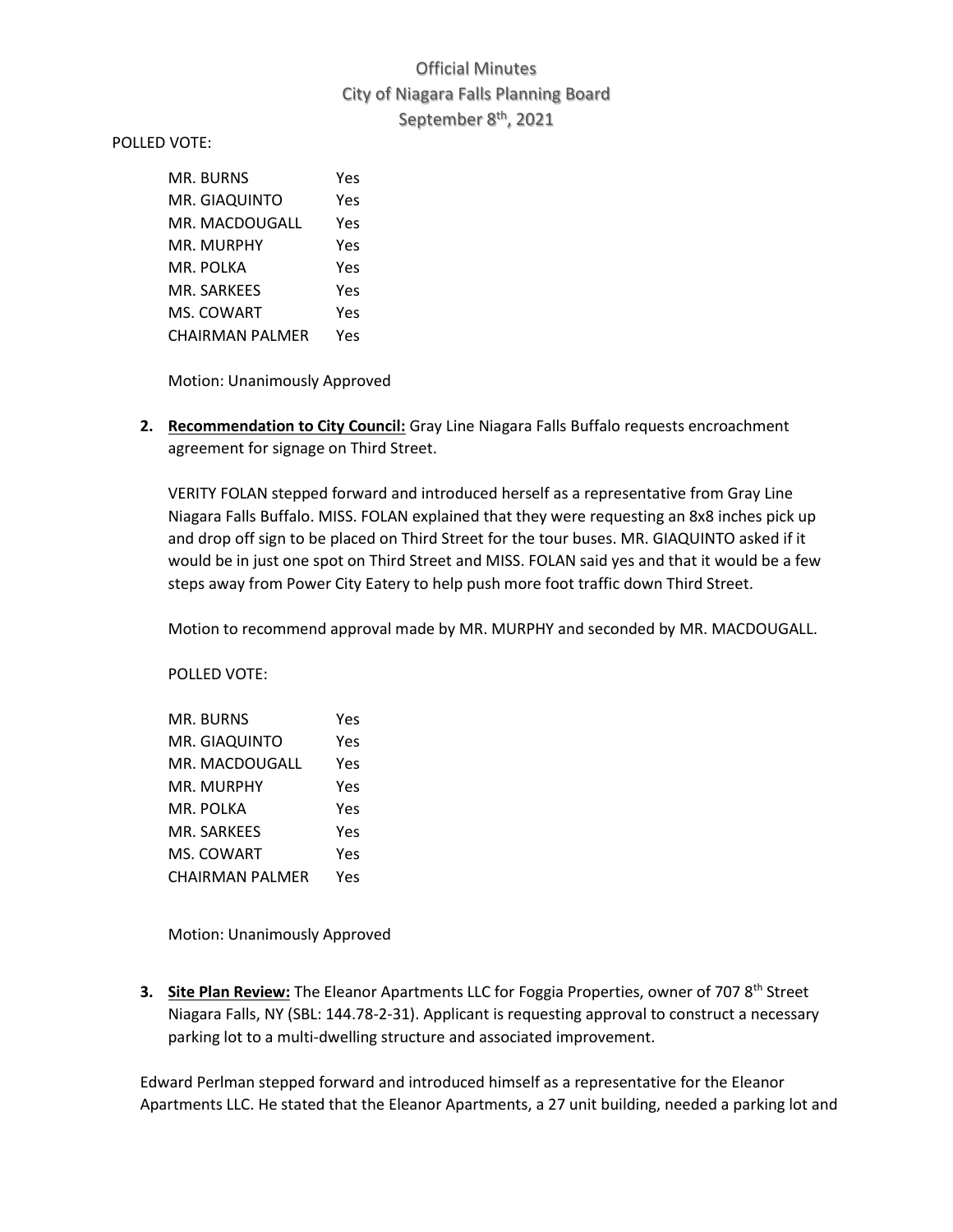Official Minutes
City of Niagara Falls Planning Board
September 8th, 2021

POLLED VOTE:

| | |
|---|---|
| MR. BURNS | Yes |
| MR. GIAQUINTO | Yes |
| MR. MACDOUGALL | Yes |
| MR. MURPHY | Yes |
| MR. POLKA | Yes |
| MR. SARKEES | Yes |
| MS. COWART | Yes |
| CHAIRMAN PALMER | Yes |

Motion: Unanimously Approved

2. **Recommendation to City Council:** Gray Line Niagara Falls Buffalo requests encroachment agreement for signage on Third Street.

   VERITY FOLAN stepped forward and introduced herself as a representative from Gray Line Niagara Falls Buffalo. MISS. FOLAN explained that they were requesting an 8x8 inches pick up and drop off sign to be placed on Third Street for the tour buses. MR. GIAQUINTO asked if it would be in just one spot on Third Street and MISS. FOLAN said yes and that it would be a few steps away from Power City Eatery to help push more foot traffic down Third Street.

   Motion to recommend approval made by MR. MURPHY and seconded by MR. MACDOUGALL.

   POLLED VOTE:

   | | |
   |---|---|
   | MR. BURNS | Yes |
   | MR. GIAQUINTO | Yes |
   | MR. MACDOUGALL | Yes |
   | MR. MURPHY | Yes |
   | MR. POLKA | Yes |
   | MR. SARKEES | Yes |
   | MS. COWART | Yes |
   | CHAIRMAN PALMER | Yes |

   Motion: Unanimously Approved

3. **Site Plan Review:** The Eleanor Apartments LLC for Foggia Properties, owner of 707 8th Street Niagara Falls, NY (SBL: 144.78-2-31). Applicant is requesting approval to construct a necessary parking lot to a multi-dwelling structure and associated improvement.

Edward Perlman stepped forward and introduced himself as a representative for the Eleanor Apartments LLC. He stated that the Eleanor Apartments, a 27 unit building, needed a parking lot and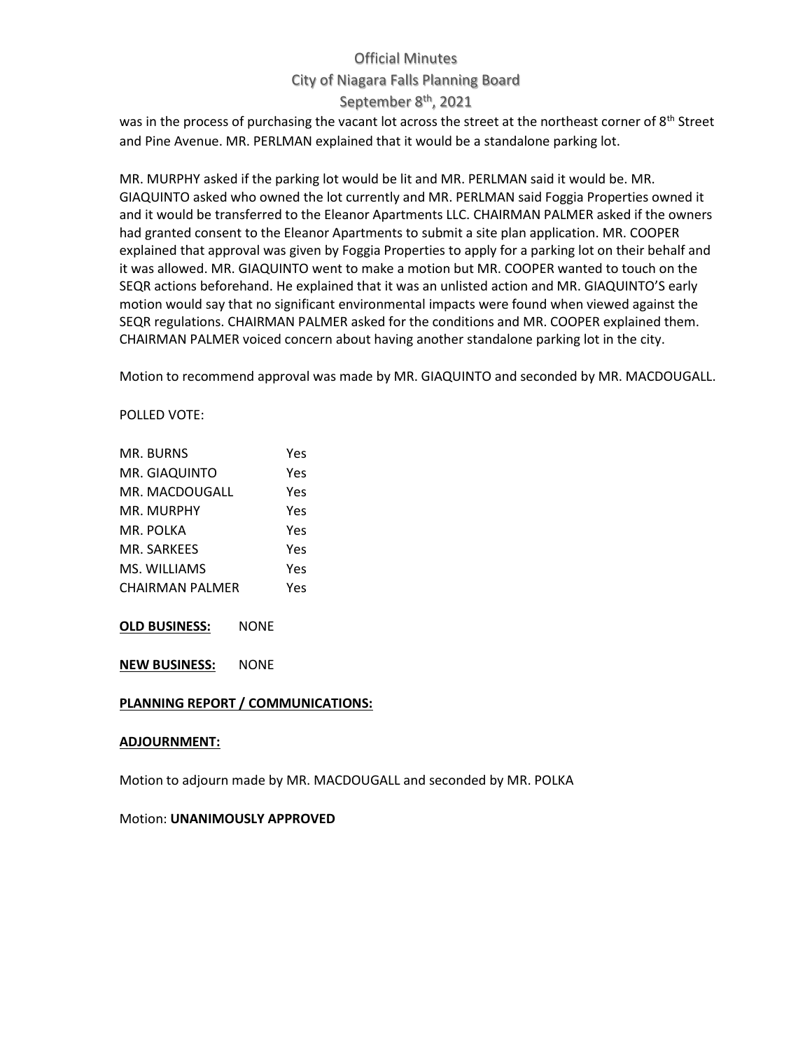was in the process of purchasing the vacant lot across the street at the northeast corner of 8th Street and Pine Avenue. MR. PERLMAN explained that it would be a standalone parking lot.

MR. MURPHY asked if the parking lot would be lit and MR. PERLMAN said it would be. MR. GIAQUINTO asked who owned the lot currently and MR. PERLMAN said Foggia Properties owned it and it would be transferred to the Eleanor Apartments LLC. CHAIRMAN PALMER asked if the owners had granted consent to the Eleanor Apartments to submit a site plan application. MR. COOPER explained that approval was given by Foggia Properties to apply for a parking lot on their behalf and it was allowed. MR. GIAQUINTO went to make a motion but MR. COOPER wanted to touch on the SEQR actions beforehand. He explained that it was an unlisted action and MR. GIAQUINTO'S early motion would say that no significant environmental impacts were found when viewed against the SEQR regulations. CHAIRMAN PALMER asked for the conditions and MR. COOPER explained them. CHAIRMAN PALMER voiced concern about having another standalone parking lot in the city.

Motion to recommend approval was made by MR. GIAQUINTO and seconded by MR. MACDOUGALL.

POLLED VOTE:

| | |
|---|---|
| MR. BURNS | Yes |
| MR. GIAQUINTO | Yes |
| MR. MACDOUGALL | Yes |
| MR. MURPHY | Yes |
| MR. POLKA | Yes |
| MR. SARKEES | Yes |
| MS. WILLIAMS | Yes |
| CHAIRMAN PALMER | Yes |

**OLD BUSINESS:** NONE

**NEW BUSINESS:** NONE

**PLANNING REPORT / COMMUNICATIONS:**

**ADJOURNMENT:**

Motion to adjourn made by MR. MACDOUGALL and seconded by MR. POLKA

Motion: **UNANIMOUSLY APPROVED**